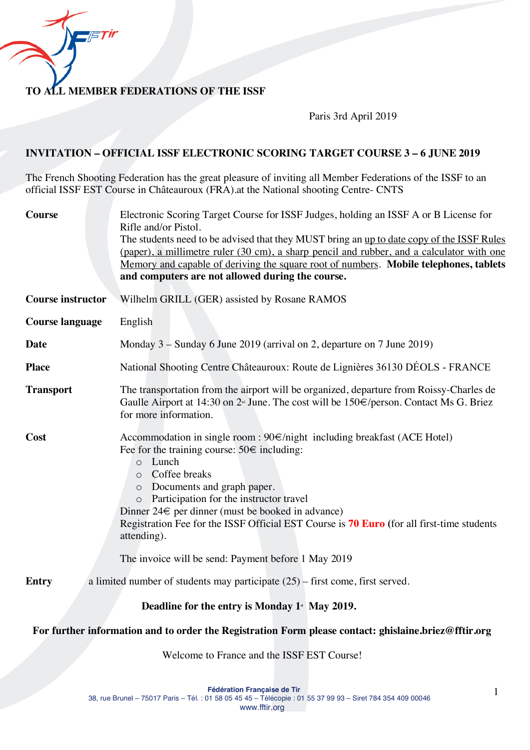**TO ALL MEMBER FEDERATIONS OF THE ISSF**

Paris 3rd April 2019

## INVITATION – OFFICIAL ISSF ELECTRONIC SCORING TARGET COURSE 3 – 6 JUNE 2019

The French Shooting Federation has the great pleasure of inviting all Member Federations of the ISSF to an official ISSF EST Course in Châteauroux (FRA).at the National shooting Centre- CNTS

**Course**

Electronic Scoring Target Course for ISSF Judges, holding an ISSF A or B License for Rifle and/or Pistol.
The students need to be advised that they MUST bring an up to date copy of the ISSF Rules (paper), a millimetre ruler (30 cm), a sharp pencil and rubber, and a calculator with one Memory and capable of deriving the square root of numbers. **Mobile telephones, tablets and computers are not allowed during the course.**

**Course instructor**

Wilhelm GRILL (GER) assisted by Rosane RAMOS

**Course language**

English

**Date**

Monday 3 – Sunday 6 June 2019 (arrival on 2, departure on 7 June 2019)

**Place**

National Shooting Centre Châteauroux: Route de Lignières 36130 DÉOLS - FRANCE

**Transport**

The transportation from the airport will be organized, departure from Roissy-Charles de Gaulle Airport at 14:30 on 2nd June. The cost will be 150€/person. Contact Ms G. Briez for more information.

**Cost**

Accommodation in single room : 90€/night including breakfast (ACE Hotel)
Fee for the training course: 50€ including:

- Lunch
- Coffee breaks
- Documents and graph paper.
- Participation for the instructor travel

Dinner 24€ per dinner (must be booked in advance)
Registration Fee for the ISSF Official EST Course is **70 Euro** (for all first-time students attending).

The invoice will be send: Payment before 1 May 2019

**Entry**

a limited number of students may participate (25) – first come, first served.

**Deadline for the entry is Monday 1st May 2019.**

**For further information and to order the Registration Form please contact: ghislaine.briez@fftir.org**

Welcome to France and the ISSF EST Course!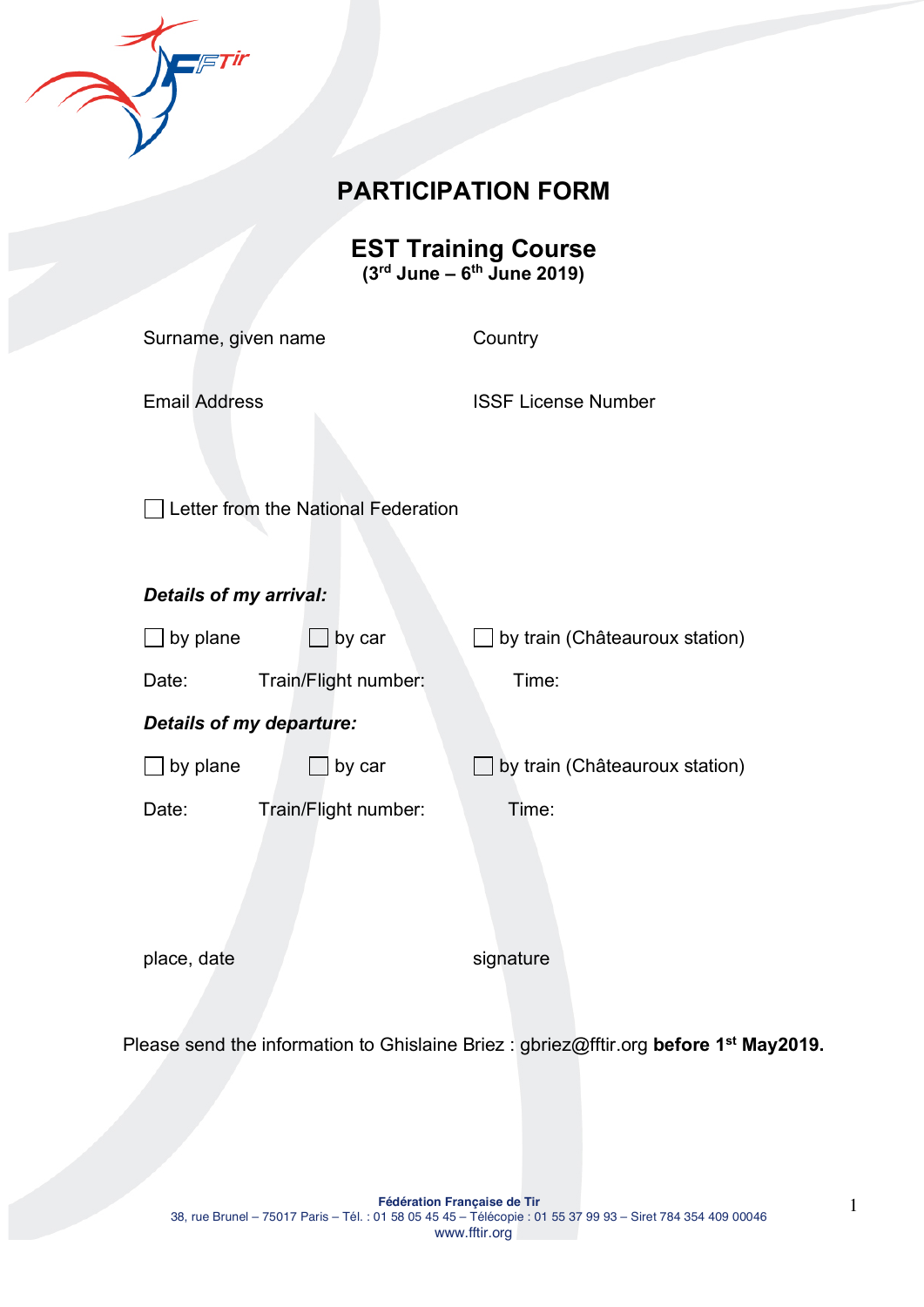# PARTICIPATION FORM

## EST Training Course

**(3rd June – 6th June 2019)**

Surname, given name

Country

Email Address

ISSF License Number

☐ Letter from the National Federation

***Details of my arrival:***

☐ by plane ☐ by car ☐ by train (Châteauroux station)

Date: Train/Flight number: Time:

***Details of my departure:***

☐ by plane ☐ by car ☐ by train (Châteauroux station)

Date: Train/Flight number: Time:

place, date

signature

Please send the information to Ghislaine Briez : gbriez@fftir.org **before 1st May2019.**

**Fédération Française de Tir**
38, rue Brunel – 75017 Paris – Tél. : 01 58 05 45 45 – Télécopie : 01 55 37 99 93 – Siret 784 354 409 00046
www.fftir.org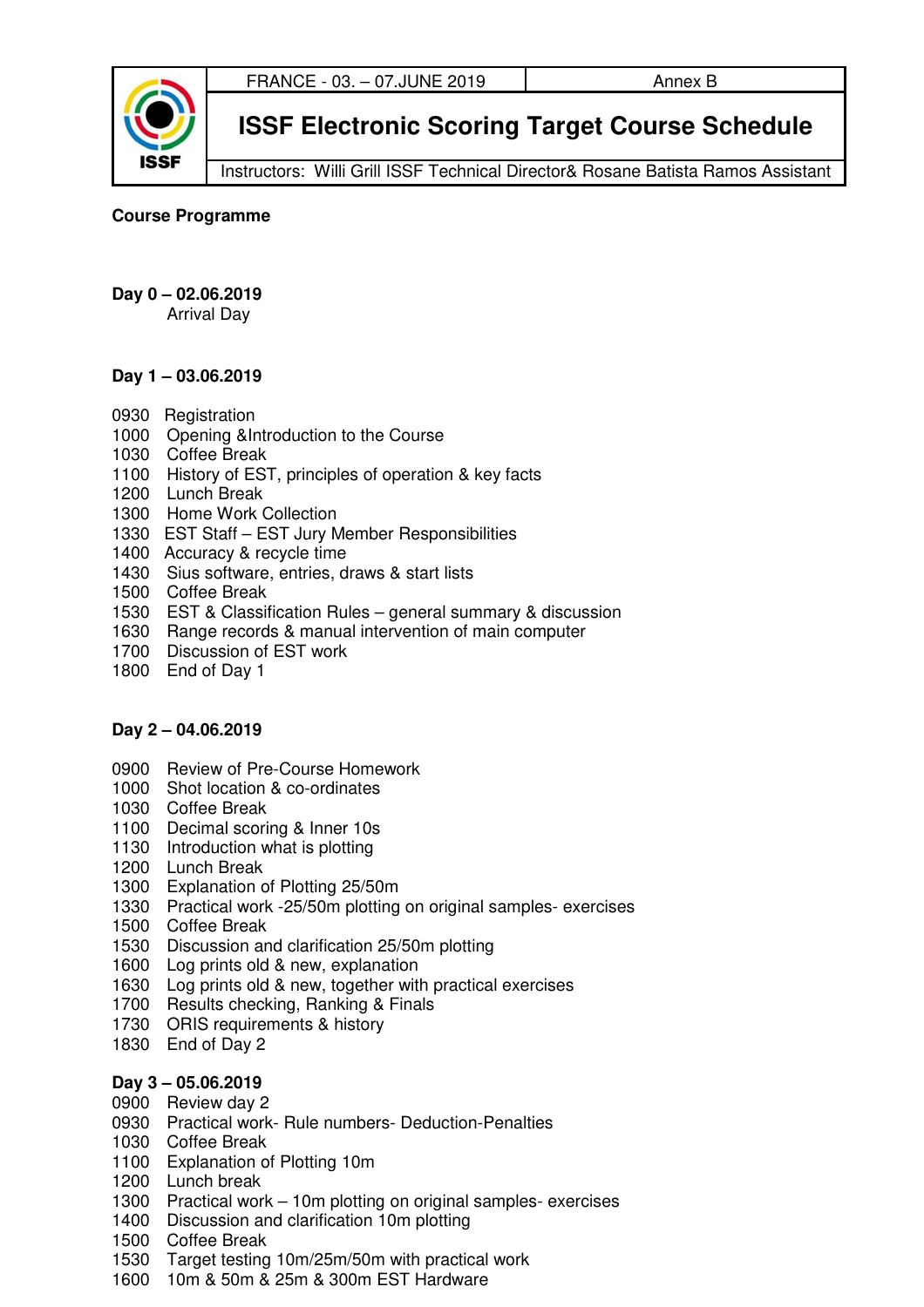| | FRANCE - 03. – 07.JUNE 2019 | Annex B |
|---|---|---|
| ISSF | **ISSF Electronic Scoring Target Course Schedule** | |
| | Instructors: Willi Grill ISSF Technical Director& Rosane Batista Ramos Assistant | |

**Course Programme**

**Day 0 – 02.06.2019**

Arrival Day

**Day 1 – 03.06.2019**

0930 Registration
1000 Opening &Introduction to the Course
1030 Coffee Break
1100 History of EST, principles of operation & key facts
1200 Lunch Break
1300 Home Work Collection
1330 EST Staff – EST Jury Member Responsibilities
1400 Accuracy & recycle time
1430 Sius software, entries, draws & start lists
1500 Coffee Break
1530 EST & Classification Rules – general summary & discussion
1630 Range records & manual intervention of main computer
1700 Discussion of EST work
1800 End of Day 1

**Day 2 – 04.06.2019**

0900 Review of Pre-Course Homework
1000 Shot location & co-ordinates
1030 Coffee Break
1100 Decimal scoring & Inner 10s
1130 Introduction what is plotting
1200 Lunch Break
1300 Explanation of Plotting 25/50m
1330 Practical work -25/50m plotting on original samples- exercises
1500 Coffee Break
1530 Discussion and clarification 25/50m plotting
1600 Log prints old & new, explanation
1630 Log prints old & new, together with practical exercises
1700 Results checking, Ranking & Finals
1730 ORIS requirements & history
1830 End of Day 2

**Day 3 – 05.06.2019**

0900 Review day 2
0930 Practical work- Rule numbers- Deduction-Penalties
1030 Coffee Break
1100 Explanation of Plotting 10m
1200 Lunch break
1300 Practical work – 10m plotting on original samples- exercises
1400 Discussion and clarification 10m plotting
1500 Coffee Break
1530 Target testing 10m/25m/50m with practical work
1600 10m & 50m & 25m & 300m EST Hardware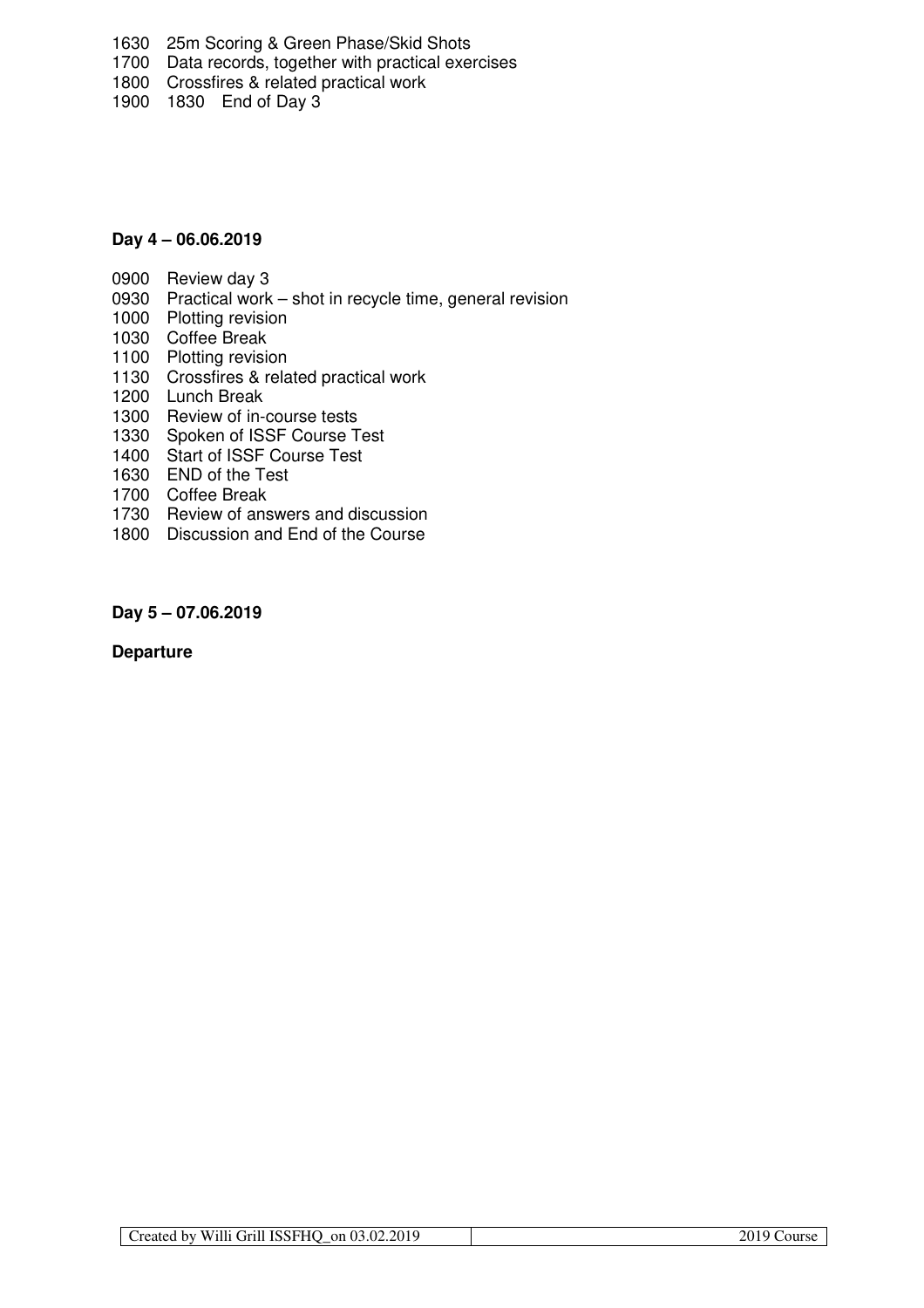1630 25m Scoring & Green Phase/Skid Shots
1700 Data records, together with practical exercises
1800 Crossfires & related practical work
1900 1830 End of Day 3

**Day 4 – 06.06.2019**

0900 Review day 3
0930 Practical work – shot in recycle time, general revision
1000 Plotting revision
1030 Coffee Break
1100 Plotting revision
1130 Crossfires & related practical work
1200 Lunch Break
1300 Review of in-course tests
1330 Spoken of ISSF Course Test
1400 Start of ISSF Course Test
1630 END of the Test
1700 Coffee Break
1730 Review of answers and discussion
1800 Discussion and End of the Course

**Day 5 – 07.06.2019**

**Departure**